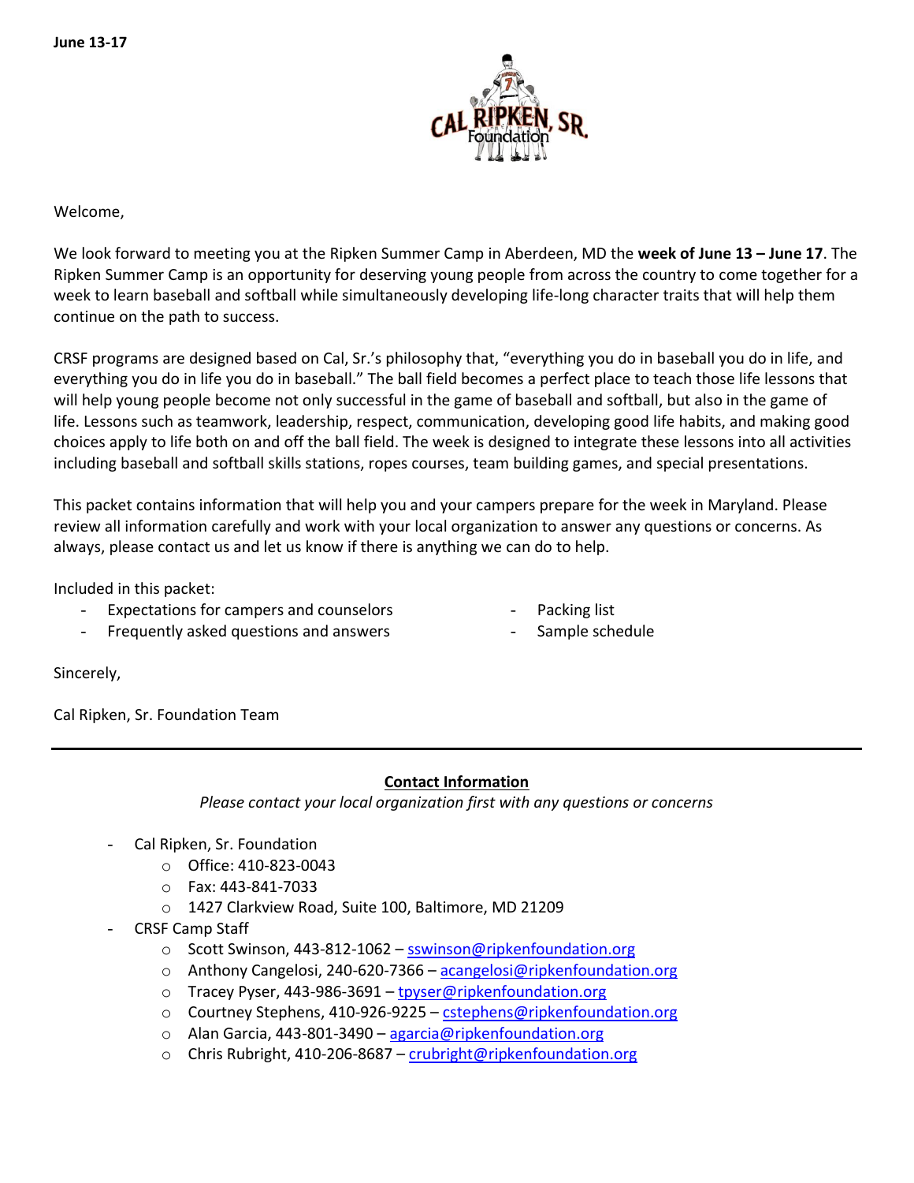**June 13-17**

Welcome,

We look forward to meeting you at the Ripken Summer Camp in Aberdeen, MD the **week of June 13 – June 17**. The Ripken Summer Camp is an opportunity for deserving young people from across the country to come together for a week to learn baseball and softball while simultaneously developing life-long character traits that will help them continue on the path to success.

CRSF programs are designed based on Cal, Sr.'s philosophy that, "everything you do in baseball you do in life, and everything you do in life you do in baseball." The ball field becomes a perfect place to teach those life lessons that will help young people become not only successful in the game of baseball and softball, but also in the game of life. Lessons such as teamwork, leadership, respect, communication, developing good life habits, and making good choices apply to life both on and off the ball field. The week is designed to integrate these lessons into all activities including baseball and softball skills stations, ropes courses, team building games, and special presentations.

This packet contains information that will help you and your campers prepare for the week in Maryland. Please review all information carefully and work with your local organization to answer any questions or concerns. As always, please contact us and let us know if there is anything we can do to help.

Included in this packet:

- Expectations for campers and counselors
- Frequently asked questions and answers
- Packing list
- Sample schedule

Sincerely,

Cal Ripken, Sr. Foundation Team

---

## Contact Information

*Please contact your local organization first with any questions or concerns*

- Cal Ripken, Sr. Foundation
  - Office: 410-823-0043
  - Fax: 443-841-7033
  - 1427 Clarkview Road, Suite 100, Baltimore, MD 21209
- CRSF Camp Staff
  - Scott Swinson, 443-812-1062 – sswinson@ripkenfoundation.org
  - Anthony Cangelosi, 240-620-7366 – acangelosi@ripkenfoundation.org
  - Tracey Pyser, 443-986-3691 – tpyser@ripkenfoundation.org
  - Courtney Stephens, 410-926-9225 – cstephens@ripkenfoundation.org
  - Alan Garcia, 443-801-3490 – agarcia@ripkenfoundation.org
  - Chris Rubright, 410-206-8687 – crubright@ripkenfoundation.org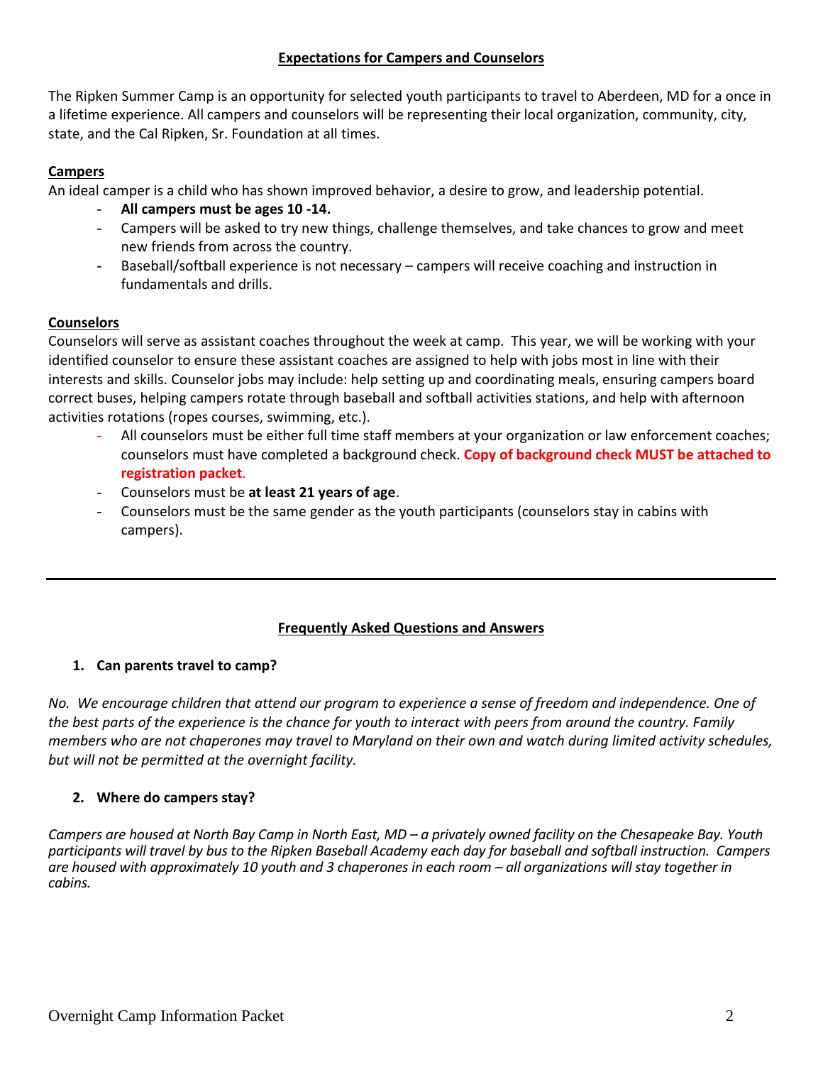## Expectations for Campers and Counselors

The Ripken Summer Camp is an opportunity for selected youth participants to travel to Aberdeen, MD for a once in a lifetime experience. All campers and counselors will be representing their local organization, community, city, state, and the Cal Ripken, Sr. Foundation at all times.

### Campers

An ideal camper is a child who has shown improved behavior, a desire to grow, and leadership potential.

- **All campers must be ages 10 -14.**
- Campers will be asked to try new things, challenge themselves, and take chances to grow and meet new friends from across the country.
- Baseball/softball experience is not necessary – campers will receive coaching and instruction in fundamentals and drills.

### Counselors

Counselors will serve as assistant coaches throughout the week at camp. This year, we will be working with your identified counselor to ensure these assistant coaches are assigned to help with jobs most in line with their interests and skills. Counselor jobs may include: help setting up and coordinating meals, ensuring campers board correct buses, helping campers rotate through baseball and softball activities stations, and help with afternoon activities rotations (ropes courses, swimming, etc.).

- All counselors must be either full time staff members at your organization or law enforcement coaches; counselors must have completed a background check. **Copy of background check MUST be attached to registration packet.**
- Counselors must be **at least 21 years of age**.
- Counselors must be the same gender as the youth participants (counselors stay in cabins with campers).

---

## Frequently Asked Questions and Answers

1. **Can parents travel to camp?**

*No. We encourage children that attend our program to experience a sense of freedom and independence. One of the best parts of the experience is the chance for youth to interact with peers from around the country. Family members who are not chaperones may travel to Maryland on their own and watch during limited activity schedules, but will not be permitted at the overnight facility.*

2. **Where do campers stay?**

*Campers are housed at North Bay Camp in North East, MD – a privately owned facility on the Chesapeake Bay. Youth participants will travel by bus to the Ripken Baseball Academy each day for baseball and softball instruction. Campers are housed with approximately 10 youth and 3 chaperones in each room – all organizations will stay together in cabins.*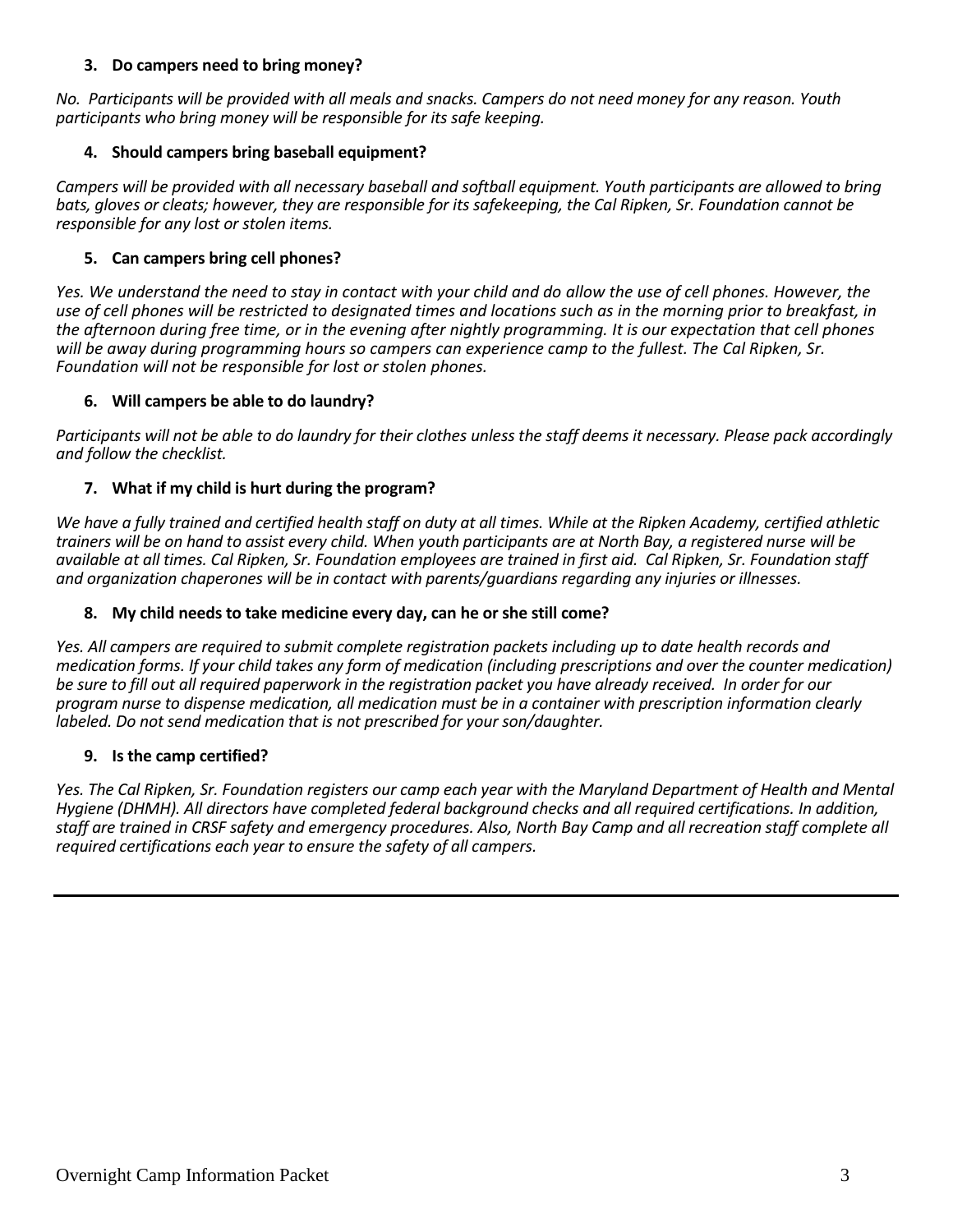**3. Do campers need to bring money?**

*No. Participants will be provided with all meals and snacks. Campers do not need money for any reason. Youth participants who bring money will be responsible for its safe keeping.*

**4. Should campers bring baseball equipment?**

*Campers will be provided with all necessary baseball and softball equipment. Youth participants are allowed to bring bats, gloves or cleats; however, they are responsible for its safekeeping, the Cal Ripken, Sr. Foundation cannot be responsible for any lost or stolen items.*

**5. Can campers bring cell phones?**

*Yes. We understand the need to stay in contact with your child and do allow the use of cell phones. However, the use of cell phones will be restricted to designated times and locations such as in the morning prior to breakfast, in the afternoon during free time, or in the evening after nightly programming. It is our expectation that cell phones will be away during programming hours so campers can experience camp to the fullest. The Cal Ripken, Sr. Foundation will not be responsible for lost or stolen phones.*

**6. Will campers be able to do laundry?**

*Participants will not be able to do laundry for their clothes unless the staff deems it necessary. Please pack accordingly and follow the checklist.*

**7. What if my child is hurt during the program?**

*We have a fully trained and certified health staff on duty at all times. While at the Ripken Academy, certified athletic trainers will be on hand to assist every child. When youth participants are at North Bay, a registered nurse will be available at all times. Cal Ripken, Sr. Foundation employees are trained in first aid. Cal Ripken, Sr. Foundation staff and organization chaperones will be in contact with parents/guardians regarding any injuries or illnesses.*

**8. My child needs to take medicine every day, can he or she still come?**

*Yes. All campers are required to submit complete registration packets including up to date health records and medication forms. If your child takes any form of medication (including prescriptions and over the counter medication) be sure to fill out all required paperwork in the registration packet you have already received. In order for our program nurse to dispense medication, all medication must be in a container with prescription information clearly labeled. Do not send medication that is not prescribed for your son/daughter.*

**9. Is the camp certified?**

*Yes. The Cal Ripken, Sr. Foundation registers our camp each year with the Maryland Department of Health and Mental Hygiene (DHMH). All directors have completed federal background checks and all required certifications. In addition, staff are trained in CRSF safety and emergency procedures. Also, North Bay Camp and all recreation staff complete all required certifications each year to ensure the safety of all campers.*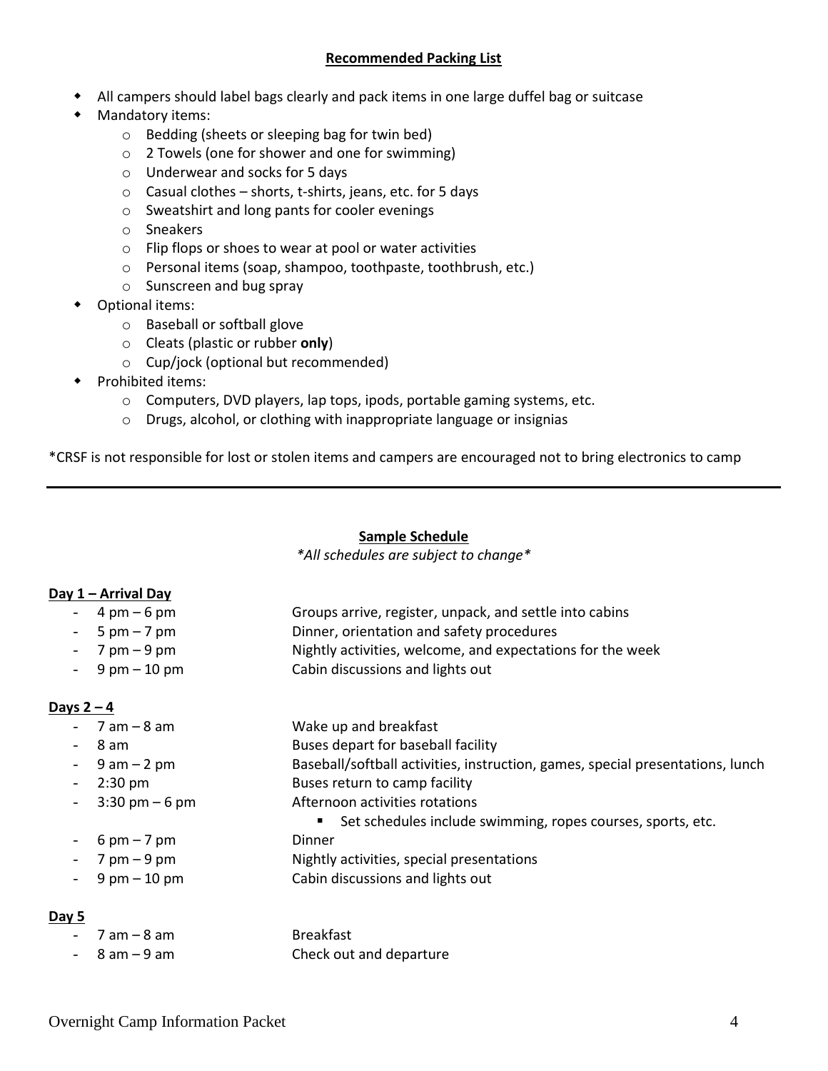## Recommended Packing List

- All campers should label bags clearly and pack items in one large duffel bag or suitcase
- Mandatory items:
  - Bedding (sheets or sleeping bag for twin bed)
  - 2 Towels (one for shower and one for swimming)
  - Underwear and socks for 5 days
  - Casual clothes – shorts, t-shirts, jeans, etc. for 5 days
  - Sweatshirt and long pants for cooler evenings
  - Sneakers
  - Flip flops or shoes to wear at pool or water activities
  - Personal items (soap, shampoo, toothpaste, toothbrush, etc.)
  - Sunscreen and bug spray
- Optional items:
  - Baseball or softball glove
  - Cleats (plastic or rubber **only**)
  - Cup/jock (optional but recommended)
- Prohibited items:
  - Computers, DVD players, lap tops, ipods, portable gaming systems, etc.
  - Drugs, alcohol, or clothing with inappropriate language or insignias

*CRSF is not responsible for lost or stolen items and campers are encouraged not to bring electronics to camp

---

## Sample Schedule

*\*All schedules are subject to change\**

**Day 1 – Arrival Day**

- 4 pm – 6 pm — Groups arrive, register, unpack, and settle into cabins
- 5 pm – 7 pm — Dinner, orientation and safety procedures
- 7 pm – 9 pm — Nightly activities, welcome, and expectations for the week
- 9 pm – 10 pm — Cabin discussions and lights out

**Days 2 – 4**

- 7 am – 8 am — Wake up and breakfast
- 8 am — Buses depart for baseball facility
- 9 am – 2 pm — Baseball/softball activities, instruction, games, special presentations, lunch
- 2:30 pm — Buses return to camp facility
- 3:30 pm – 6 pm — Afternoon activities rotations
  - Set schedules include swimming, ropes courses, sports, etc.
- 6 pm – 7 pm — Dinner
- 7 pm – 9 pm — Nightly activities, special presentations
- 9 pm – 10 pm — Cabin discussions and lights out

**Day 5**

- 7 am – 8 am — Breakfast
- 8 am – 9 am — Check out and departure